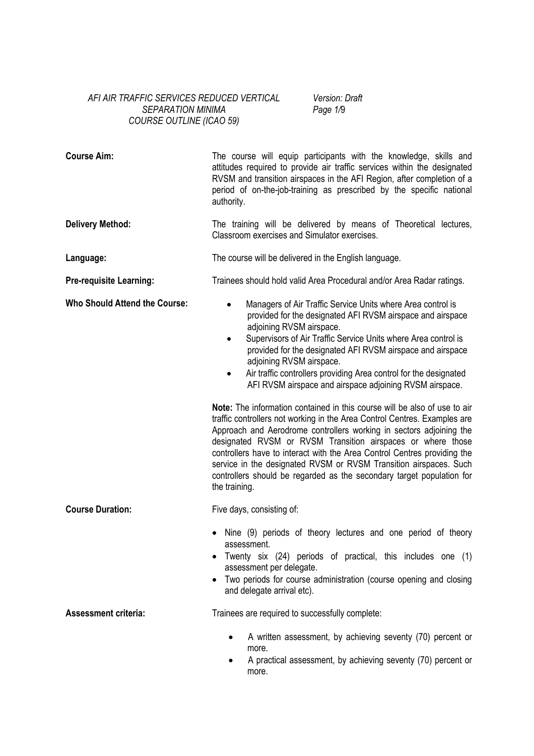*AFI AIR TRAFFIC SERVICES REDUCED VERTICAL SEPARATION MINIMA COURSE OUTLINE (ICAO 59)*

*Version: Draft*

| | |
|---|---|
| **Course Aim:** | The course will equip participants with the knowledge, skills and attitudes required to provide air traffic services within the designated RVSM and transition airspaces in the AFI Region, after completion of a period of on-the-job-training as prescribed by the specific national authority. |
| **Delivery Method:** | The training will be delivered by means of Theoretical lectures, Classroom exercises and Simulator exercises. |
| **Language:** | The course will be delivered in the English language. |
| **Pre-requisite Learning:** | Trainees should hold valid Area Procedural and/or Area Radar ratings. |

**Who Should Attend the Course:**

- Managers of Air Traffic Service Units where Area control is provided for the designated AFI RVSM airspace and airspace adjoining RVSM airspace.
- Supervisors of Air Traffic Service Units where Area control is provided for the designated AFI RVSM airspace and airspace adjoining RVSM airspace.
- Air traffic controllers providing Area control for the designated AFI RVSM airspace and airspace adjoining RVSM airspace.

**Note:** The information contained in this course will be also of use to air traffic controllers not working in the Area Control Centres. Examples are Approach and Aerodrome controllers working in sectors adjoining the designated RVSM or RVSM Transition airspaces or where those controllers have to interact with the Area Control Centres providing the service in the designated RVSM or RVSM Transition airspaces. Such controllers should be regarded as the secondary target population for the training.

**Course Duration:**

Five days, consisting of:

- Nine (9) periods of theory lectures and one period of theory assessment.
- Twenty six (24) periods of practical, this includes one (1) assessment per delegate.
- Two periods for course administration (course opening and closing and delegate arrival etc).

**Assessment criteria:**

Trainees are required to successfully complete:

- A written assessment, by achieving seventy (70) percent or more.
- A practical assessment, by achieving seventy (70) percent or more.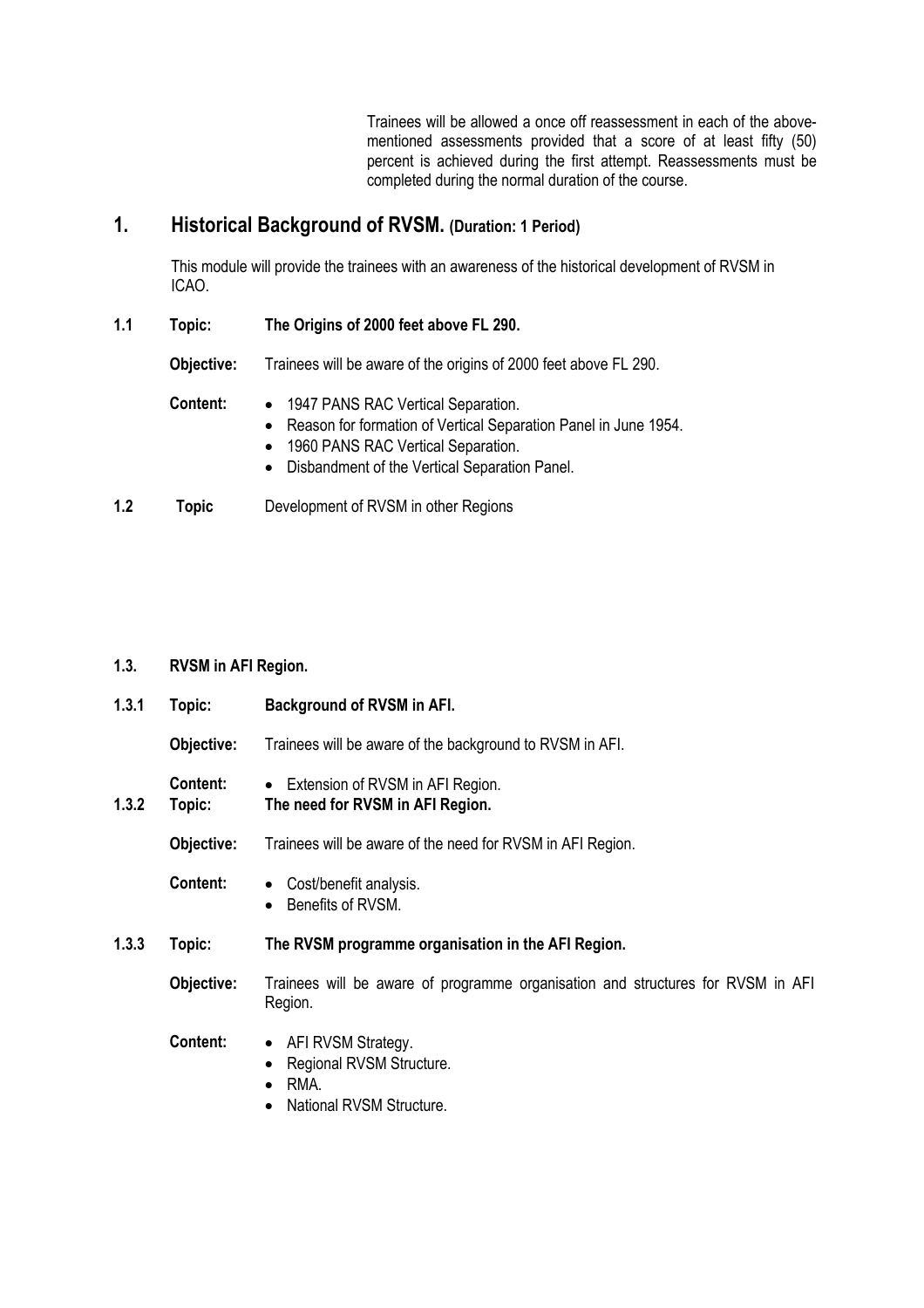Trainees will be allowed a once off reassessment in each of the above-mentioned assessments provided that a score of at least fifty (50) percent is achieved during the first attempt. Reassessments must be completed during the normal duration of the course.

# 1. Historical Background of RVSM. (Duration: 1 Period)

This module will provide the trainees with an awareness of the historical development of RVSM in ICAO.

**1.1 Topic: The Origins of 2000 feet above FL 290.**

**Objective:** Trainees will be aware of the origins of 2000 feet above FL 290.

**Content:**

- 1947 PANS RAC Vertical Separation.
- Reason for formation of Vertical Separation Panel in June 1954.
- 1960 PANS RAC Vertical Separation.
- Disbandment of the Vertical Separation Panel.

**1.2 Topic** Development of RVSM in other Regions

**1.3. RVSM in AFI Region.**

**1.3.1 Topic: Background of RVSM in AFI.**

**Objective:** Trainees will be aware of the background to RVSM in AFI.

**Content:**

- Extension of RVSM in AFI Region.

**1.3.2 Topic: The need for RVSM in AFI Region.**

**Objective:** Trainees will be aware of the need for RVSM in AFI Region.

**Content:**

- Cost/benefit analysis.
- Benefits of RVSM.

**1.3.3 Topic: The RVSM programme organisation in the AFI Region.**

**Objective:** Trainees will be aware of programme organisation and structures for RVSM in AFI Region.

**Content:**

- AFI RVSM Strategy.
- Regional RVSM Structure.
- RMA.
- National RVSM Structure.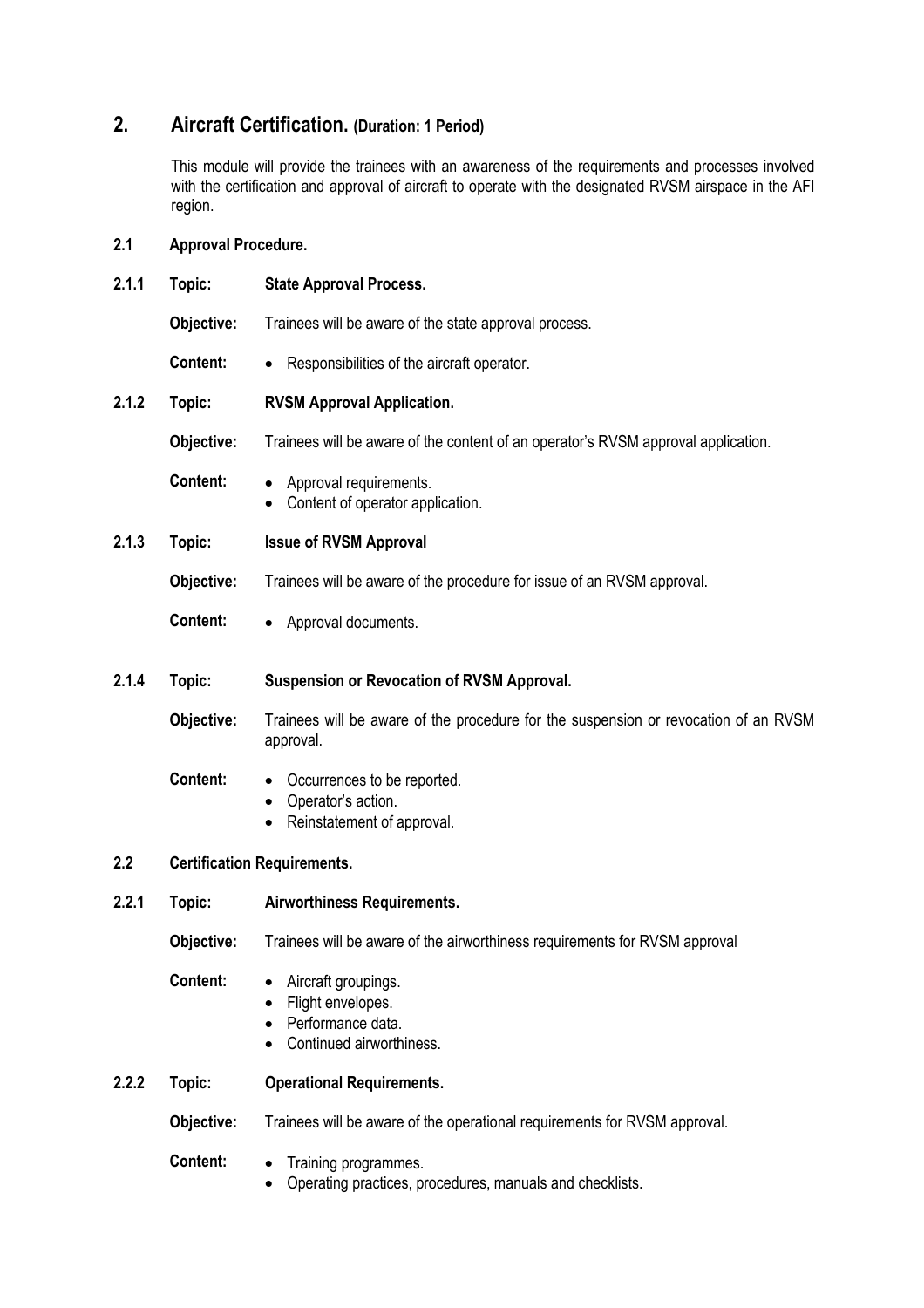## 2. Aircraft Certification. **(Duration: 1 Period)**

This module will provide the trainees with an awareness of the requirements and processes involved with the certification and approval of aircraft to operate with the designated RVSM airspace in the AFI region.

### 2.1 Approval Procedure.

**2.1.1 Topic: State Approval Process.**

**Objective:** Trainees will be aware of the state approval process.

**Content:**

- Responsibilities of the aircraft operator.

**2.1.2 Topic: RVSM Approval Application.**

**Objective:** Trainees will be aware of the content of an operator's RVSM approval application.

**Content:**

- Approval requirements.
- Content of operator application.

**2.1.3 Topic: Issue of RVSM Approval**

**Objective:** Trainees will be aware of the procedure for issue of an RVSM approval.

**Content:**

- Approval documents.

**2.1.4 Topic: Suspension or Revocation of RVSM Approval.**

**Objective:** Trainees will be aware of the procedure for the suspension or revocation of an RVSM approval.

**Content:**

- Occurrences to be reported.
- Operator's action.
- Reinstatement of approval.

### 2.2 Certification Requirements.

**2.2.1 Topic: Airworthiness Requirements.**

**Objective:** Trainees will be aware of the airworthiness requirements for RVSM approval

**Content:**

- Aircraft groupings.
- Flight envelopes.
- Performance data.
- Continued airworthiness.

**2.2.2 Topic: Operational Requirements.**

**Objective:** Trainees will be aware of the operational requirements for RVSM approval.

**Content:**

- Training programmes.
- Operating practices, procedures, manuals and checklists.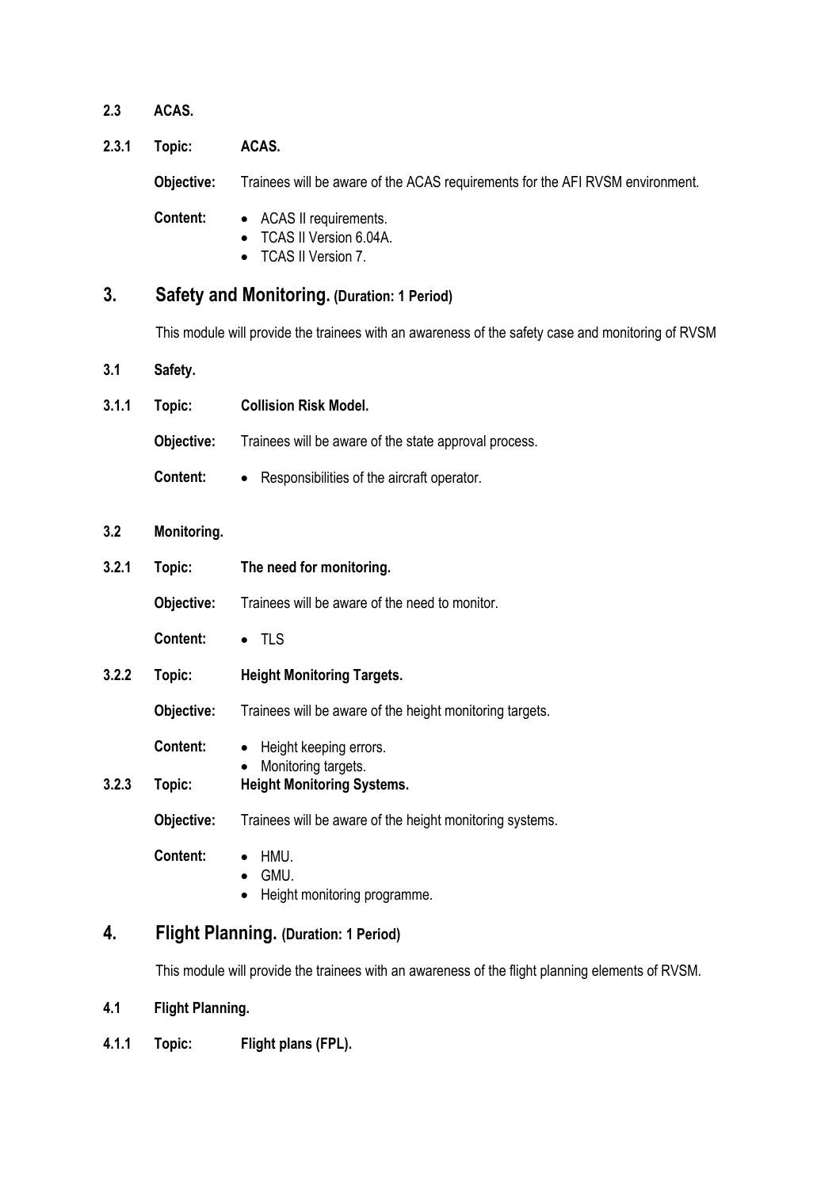**2.3 ACAS.**

**2.3.1 Topic: ACAS.**

**Objective:** Trainees will be aware of the ACAS requirements for the AFI RVSM environment.

**Content:**

- ACAS II requirements.
- TCAS II Version 6.04A.
- TCAS II Version 7.

## 3. Safety and Monitoring. (Duration: 1 Period)

This module will provide the trainees with an awareness of the safety case and monitoring of RVSM

**3.1 Safety.**

**3.1.1 Topic: Collision Risk Model.**

**Objective:** Trainees will be aware of the state approval process.

**Content:**

- Responsibilities of the aircraft operator.

**3.2 Monitoring.**

**3.2.1 Topic: The need for monitoring.**

**Objective:** Trainees will be aware of the need to monitor.

**Content:**

- TLS

**3.2.2 Topic: Height Monitoring Targets.**

**Objective:** Trainees will be aware of the height monitoring targets.

**Content:**

- Height keeping errors.
- Monitoring targets.

**3.2.3 Topic: Height Monitoring Systems.**

**Objective:** Trainees will be aware of the height monitoring systems.

**Content:**

- HMU.
- GMU.
- Height monitoring programme.

## 4. Flight Planning. (Duration: 1 Period)

This module will provide the trainees with an awareness of the flight planning elements of RVSM.

**4.1 Flight Planning.**

**4.1.1 Topic: Flight plans (FPL).**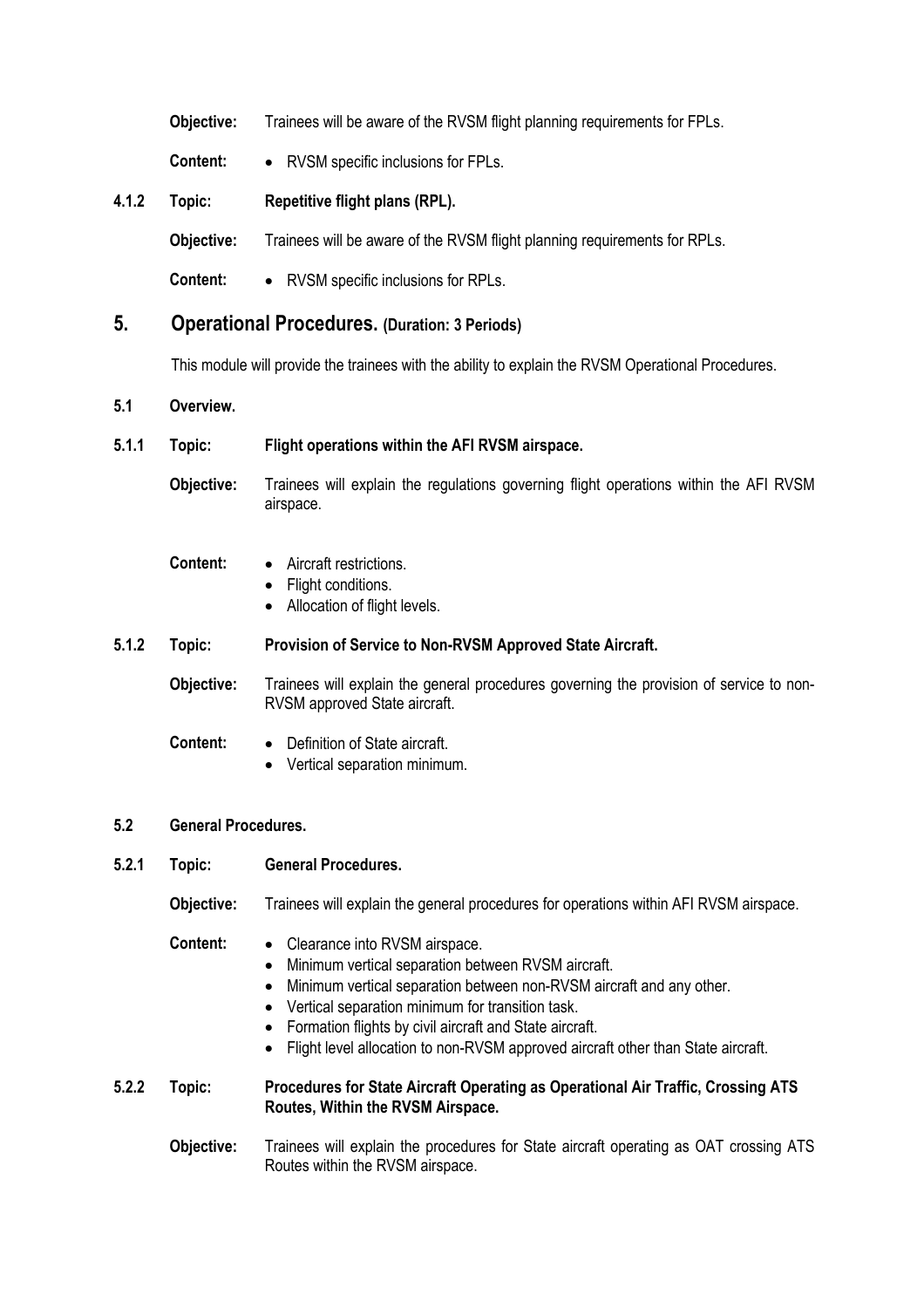**Objective:** Trainees will be aware of the RVSM flight planning requirements for FPLs.

**Content:**
- RVSM specific inclusions for FPLs.

**4.1.2 Topic: Repetitive flight plans (RPL).**

**Objective:** Trainees will be aware of the RVSM flight planning requirements for RPLs.

**Content:**
- RVSM specific inclusions for RPLs.

## 5. Operational Procedures. (Duration: 3 Periods)

This module will provide the trainees with the ability to explain the RVSM Operational Procedures.

### 5.1 Overview.

**5.1.1 Topic: Flight operations within the AFI RVSM airspace.**

**Objective:** Trainees will explain the regulations governing flight operations within the AFI RVSM airspace.

**Content:**
- Aircraft restrictions.
- Flight conditions.
- Allocation of flight levels.

**5.1.2 Topic: Provision of Service to Non-RVSM Approved State Aircraft.**

**Objective:** Trainees will explain the general procedures governing the provision of service to non-RVSM approved State aircraft.

**Content:**
- Definition of State aircraft.
- Vertical separation minimum.

### 5.2 General Procedures.

**5.2.1 Topic: General Procedures.**

**Objective:** Trainees will explain the general procedures for operations within AFI RVSM airspace.

**Content:**
- Clearance into RVSM airspace.
- Minimum vertical separation between RVSM aircraft.
- Minimum vertical separation between non-RVSM aircraft and any other.
- Vertical separation minimum for transition task.
- Formation flights by civil aircraft and State aircraft.
- Flight level allocation to non-RVSM approved aircraft other than State aircraft.

**5.2.2 Topic: Procedures for State Aircraft Operating as Operational Air Traffic, Crossing ATS Routes, Within the RVSM Airspace.**

**Objective:** Trainees will explain the procedures for State aircraft operating as OAT crossing ATS Routes within the RVSM airspace.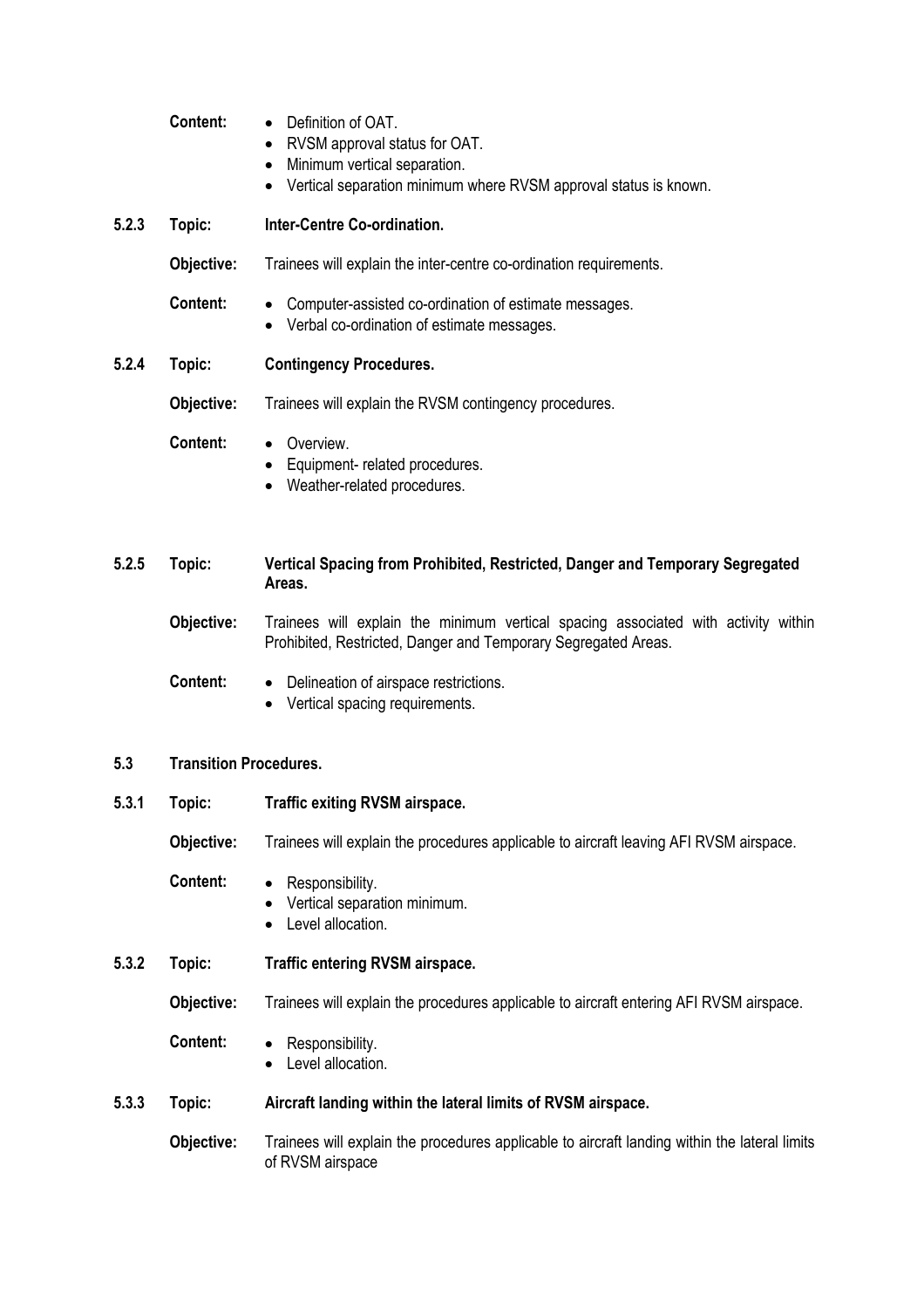**Content:**

- Definition of OAT.
- RVSM approval status for OAT.
- Minimum vertical separation.
- Vertical separation minimum where RVSM approval status is known.

**5.2.3 Topic: Inter-Centre Co-ordination.**

**Objective:** Trainees will explain the inter-centre co-ordination requirements.

**Content:**

- Computer-assisted co-ordination of estimate messages.
- Verbal co-ordination of estimate messages.

**5.2.4 Topic: Contingency Procedures.**

**Objective:** Trainees will explain the RVSM contingency procedures.

**Content:**

- Overview.
- Equipment- related procedures.
- Weather-related procedures.

**5.2.5 Topic: Vertical Spacing from Prohibited, Restricted, Danger and Temporary Segregated Areas.**

**Objective:** Trainees will explain the minimum vertical spacing associated with activity within Prohibited, Restricted, Danger and Temporary Segregated Areas.

**Content:**

- Delineation of airspace restrictions.
- Vertical spacing requirements.

## 5.3 Transition Procedures.

**5.3.1 Topic: Traffic exiting RVSM airspace.**

**Objective:** Trainees will explain the procedures applicable to aircraft leaving AFI RVSM airspace.

**Content:**

- Responsibility.
- Vertical separation minimum.
- Level allocation.

**5.3.2 Topic: Traffic entering RVSM airspace.**

**Objective:** Trainees will explain the procedures applicable to aircraft entering AFI RVSM airspace.

**Content:**

- Responsibility.
- Level allocation.

**5.3.3 Topic: Aircraft landing within the lateral limits of RVSM airspace.**

**Objective:** Trainees will explain the procedures applicable to aircraft landing within the lateral limits of RVSM airspace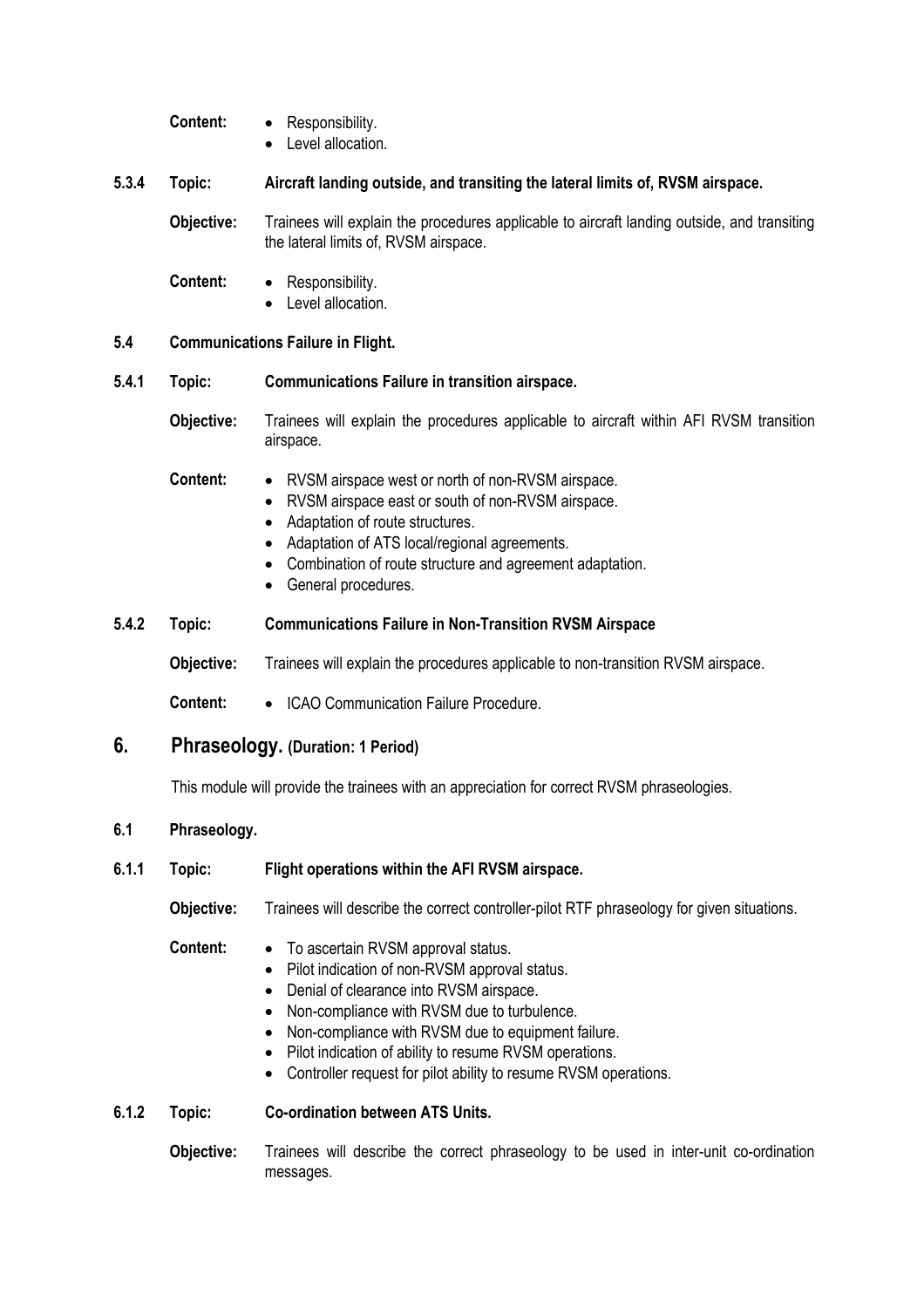**Content:**
- Responsibility.
- Level allocation.

**5.3.4 Topic: Aircraft landing outside, and transiting the lateral limits of, RVSM airspace.**

**Objective:** Trainees will explain the procedures applicable to aircraft landing outside, and transiting the lateral limits of, RVSM airspace.

**Content:**
- Responsibility.
- Level allocation.

### 5.4 Communications Failure in Flight.

**5.4.1 Topic: Communications Failure in transition airspace.**

**Objective:** Trainees will explain the procedures applicable to aircraft within AFI RVSM transition airspace.

**Content:**
- RVSM airspace west or north of non-RVSM airspace.
- RVSM airspace east or south of non-RVSM airspace.
- Adaptation of route structures.
- Adaptation of ATS local/regional agreements.
- Combination of route structure and agreement adaptation.
- General procedures.

**5.4.2 Topic: Communications Failure in Non-Transition RVSM Airspace**

**Objective:** Trainees will explain the procedures applicable to non-transition RVSM airspace.

**Content:**
- ICAO Communication Failure Procedure.

## 6. Phraseology. (Duration: 1 Period)

This module will provide the trainees with an appreciation for correct RVSM phraseologies.

### 6.1 Phraseology.

**6.1.1 Topic: Flight operations within the AFI RVSM airspace.**

**Objective:** Trainees will describe the correct controller-pilot RTF phraseology for given situations.

**Content:**
- To ascertain RVSM approval status.
- Pilot indication of non-RVSM approval status.
- Denial of clearance into RVSM airspace.
- Non-compliance with RVSM due to turbulence.
- Non-compliance with RVSM due to equipment failure.
- Pilot indication of ability to resume RVSM operations.
- Controller request for pilot ability to resume RVSM operations.

**6.1.2 Topic: Co-ordination between ATS Units.**

**Objective:** Trainees will describe the correct phraseology to be used in inter-unit co-ordination messages.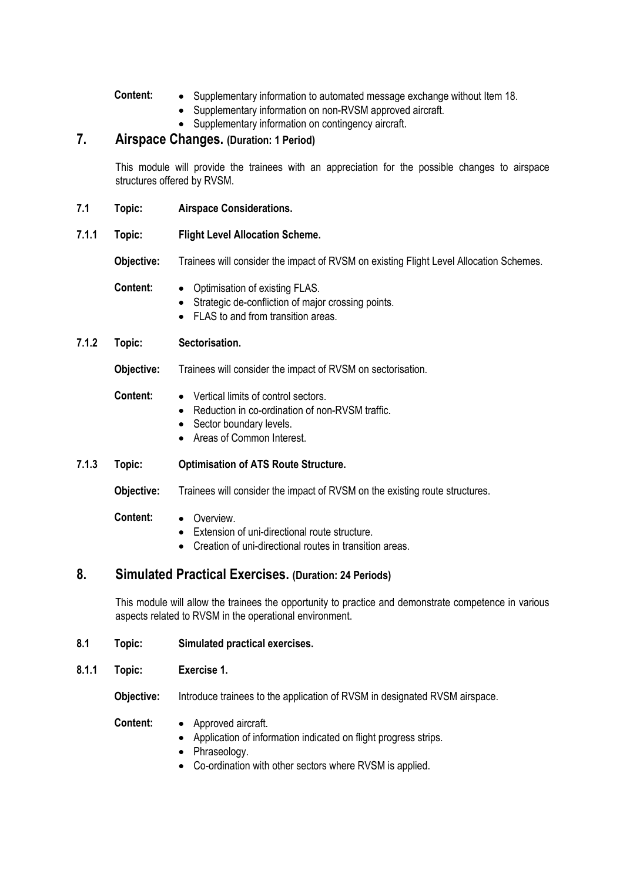**Content:**
- Supplementary information to automated message exchange without Item 18.
- Supplementary information on non-RVSM approved aircraft.
- Supplementary information on contingency aircraft.

## 7. Airspace Changes. (Duration: 1 Period)

This module will provide the trainees with an appreciation for the possible changes to airspace structures offered by RVSM.

**7.1 Topic: Airspace Considerations.**

**7.1.1 Topic: Flight Level Allocation Scheme.**

**Objective:** Trainees will consider the impact of RVSM on existing Flight Level Allocation Schemes.

**Content:**
- Optimisation of existing FLAS.
- Strategic de-confliction of major crossing points.
- FLAS to and from transition areas.

**7.1.2 Topic: Sectorisation.**

**Objective:** Trainees will consider the impact of RVSM on sectorisation.

**Content:**
- Vertical limits of control sectors.
- Reduction in co-ordination of non-RVSM traffic.
- Sector boundary levels.
- Areas of Common Interest.

**7.1.3 Topic: Optimisation of ATS Route Structure.**

**Objective:** Trainees will consider the impact of RVSM on the existing route structures.

**Content:**
- Overview.
- Extension of uni-directional route structure.
- Creation of uni-directional routes in transition areas.

## 8. Simulated Practical Exercises. (Duration: 24 Periods)

This module will allow the trainees the opportunity to practice and demonstrate competence in various aspects related to RVSM in the operational environment.

**8.1 Topic: Simulated practical exercises.**

**8.1.1 Topic: Exercise 1.**

**Objective:** Introduce trainees to the application of RVSM in designated RVSM airspace.

**Content:**
- Approved aircraft.
- Application of information indicated on flight progress strips.
- Phraseology.
- Co-ordination with other sectors where RVSM is applied.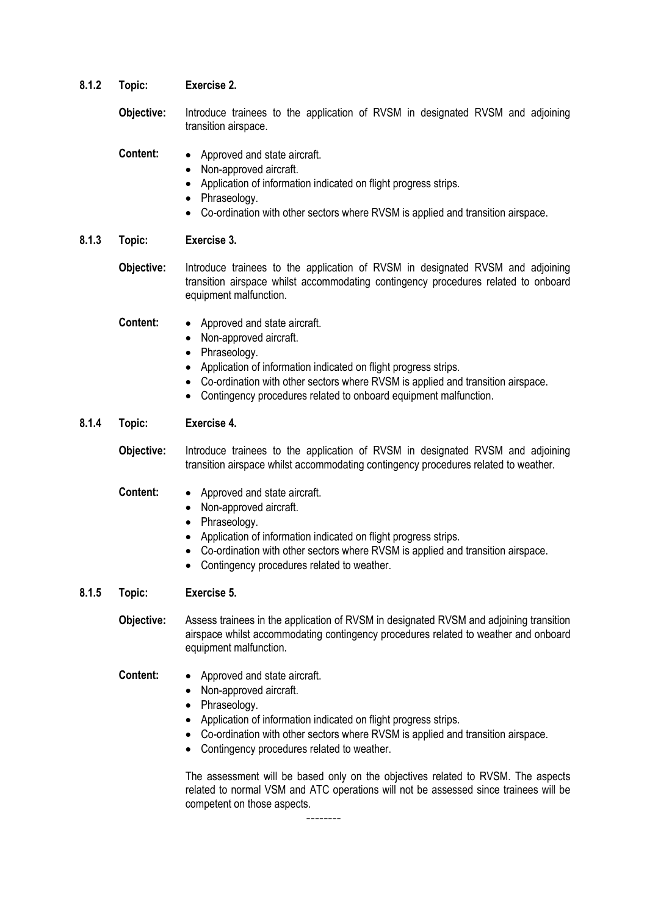**8.1.2 Topic: Exercise 2.**

**Objective:** Introduce trainees to the application of RVSM in designated RVSM and adjoining transition airspace.

**Content:**

- Approved and state aircraft.
- Non-approved aircraft.
- Application of information indicated on flight progress strips.
- Phraseology.
- Co-ordination with other sectors where RVSM is applied and transition airspace.

**8.1.3 Topic: Exercise 3.**

**Objective:** Introduce trainees to the application of RVSM in designated RVSM and adjoining transition airspace whilst accommodating contingency procedures related to onboard equipment malfunction.

**Content:**

- Approved and state aircraft.
- Non-approved aircraft.
- Phraseology.
- Application of information indicated on flight progress strips.
- Co-ordination with other sectors where RVSM is applied and transition airspace.
- Contingency procedures related to onboard equipment malfunction.

**8.1.4 Topic: Exercise 4.**

**Objective:** Introduce trainees to the application of RVSM in designated RVSM and adjoining transition airspace whilst accommodating contingency procedures related to weather.

**Content:**

- Approved and state aircraft.
- Non-approved aircraft.
- Phraseology.
- Application of information indicated on flight progress strips.
- Co-ordination with other sectors where RVSM is applied and transition airspace.
- Contingency procedures related to weather.

**8.1.5 Topic: Exercise 5.**

**Objective:** Assess trainees in the application of RVSM in designated RVSM and adjoining transition airspace whilst accommodating contingency procedures related to weather and onboard equipment malfunction.

**Content:**

- Approved and state aircraft.
- Non-approved aircraft.
- Phraseology.
- Application of information indicated on flight progress strips.
- Co-ordination with other sectors where RVSM is applied and transition airspace.
- Contingency procedures related to weather.

The assessment will be based only on the objectives related to RVSM. The aspects related to normal VSM and ATC operations will not be assessed since trainees will be competent on those aspects.

--------